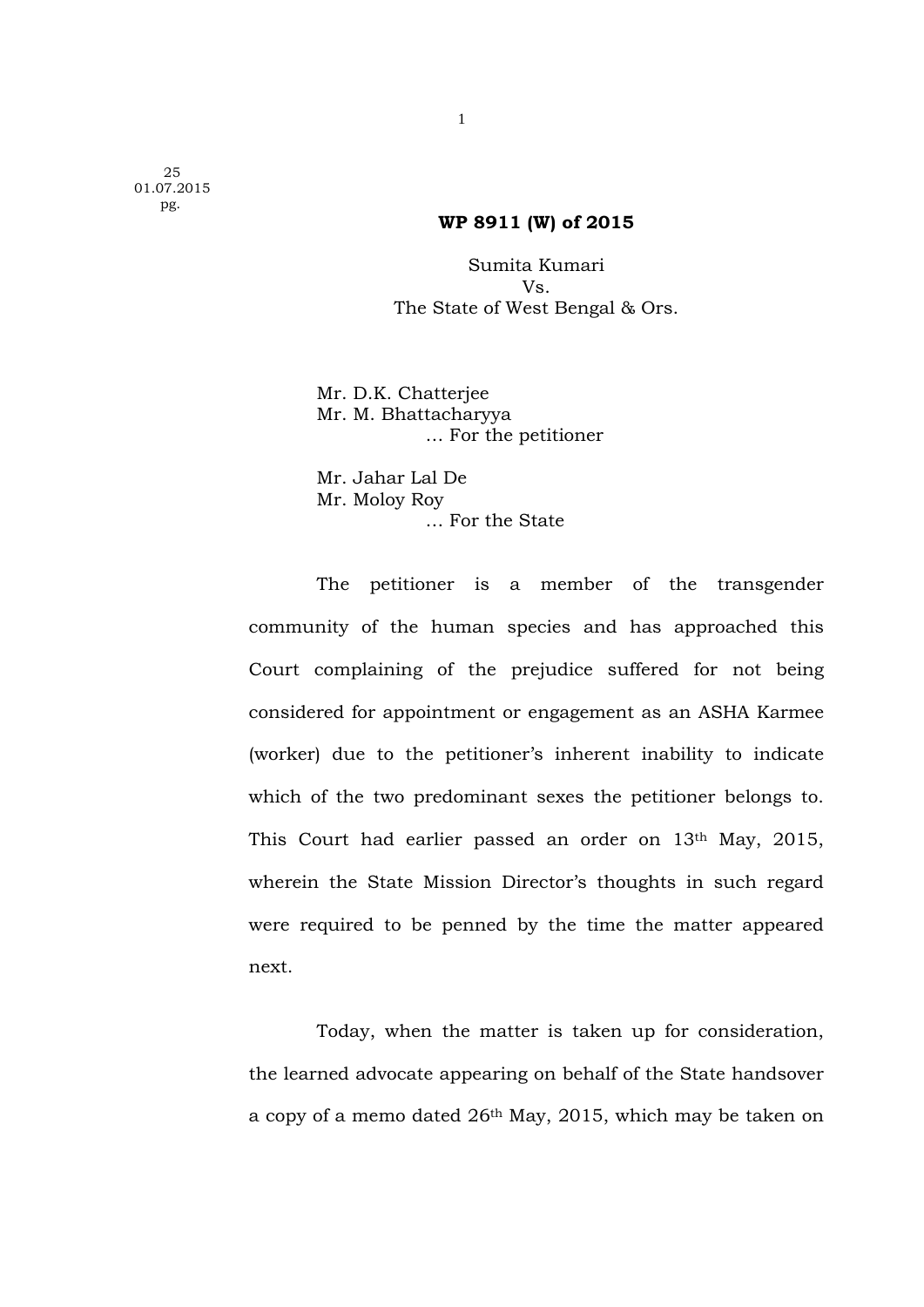25
01.07.2015
pg.

**WP 8911 (W) of 2015**

Sumita Kumari
Vs.
The State of West Bengal & Ors.

Mr. D.K. Chatterjee
Mr. M. Bhattacharyya
... For the petitioner

Mr. Jahar Lal De
Mr. Moloy Roy
... For the State

The petitioner is a member of the transgender community of the human species and has approached this Court complaining of the prejudice suffered for not being considered for appointment or engagement as an ASHA Karmee (worker) due to the petitioner's inherent inability to indicate which of the two predominant sexes the petitioner belongs to. This Court had earlier passed an order on 13th May, 2015, wherein the State Mission Director's thoughts in such regard were required to be penned by the time the matter appeared next.

Today, when the matter is taken up for consideration, the learned advocate appearing on behalf of the State handsover a copy of a memo dated 26th May, 2015, which may be taken on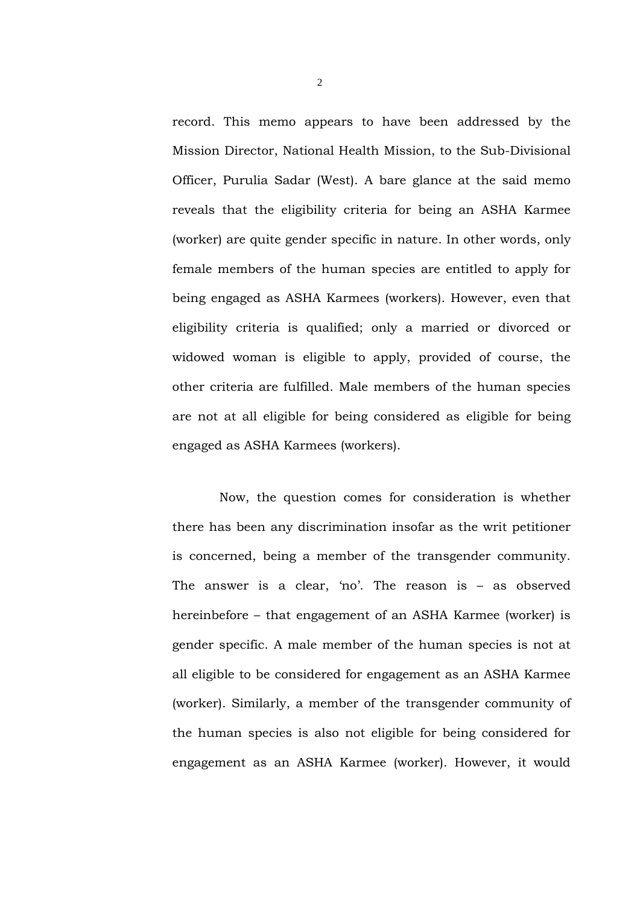record. This memo appears to have been addressed by the Mission Director, National Health Mission, to the Sub-Divisional Officer, Purulia Sadar (West). A bare glance at the said memo reveals that the eligibility criteria for being an ASHA Karmee (worker) are quite gender specific in nature. In other words, only female members of the human species are entitled to apply for being engaged as ASHA Karmees (workers). However, even that eligibility criteria is qualified; only a married or divorced or widowed woman is eligible to apply, provided of course, the other criteria are fulfilled. Male members of the human species are not at all eligible for being considered as eligible for being engaged as ASHA Karmees (workers).

Now, the question comes for consideration is whether there has been any discrimination insofar as the writ petitioner is concerned, being a member of the transgender community. The answer is a clear, 'no'. The reason is – as observed hereinbefore – that engagement of an ASHA Karmee (worker) is gender specific. A male member of the human species is not at all eligible to be considered for engagement as an ASHA Karmee (worker). Similarly, a member of the transgender community of the human species is also not eligible for being considered for engagement as an ASHA Karmee (worker). However, it would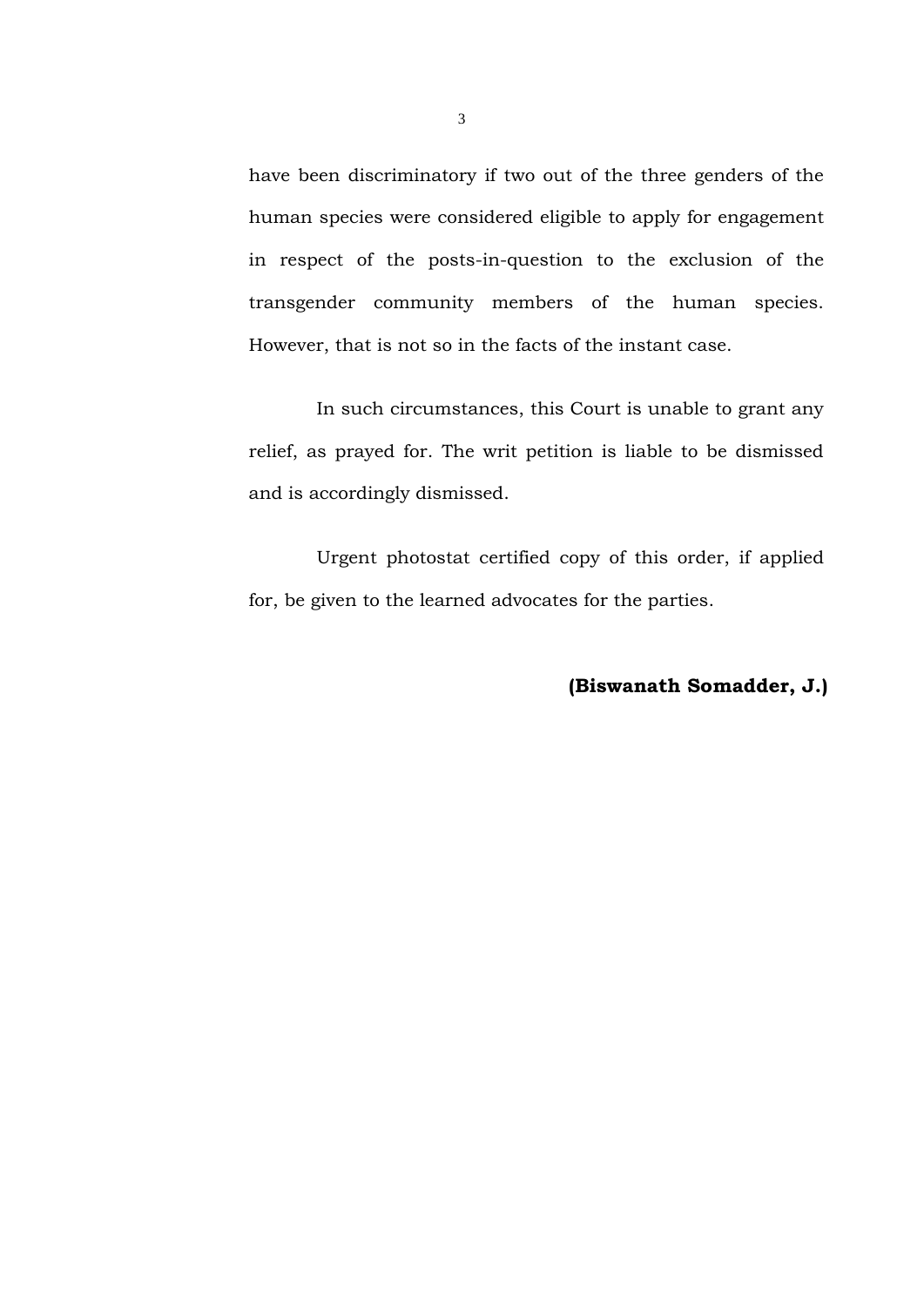have been discriminatory if two out of the three genders of the human species were considered eligible to apply for engagement in respect of the posts-in-question to the exclusion of the transgender community members of the human species. However, that is not so in the facts of the instant case.

In such circumstances, this Court is unable to grant any relief, as prayed for. The writ petition is liable to be dismissed and is accordingly dismissed.

Urgent photostat certified copy of this order, if applied for, be given to the learned advocates for the parties.

**(Biswanath Somadder, J.)**